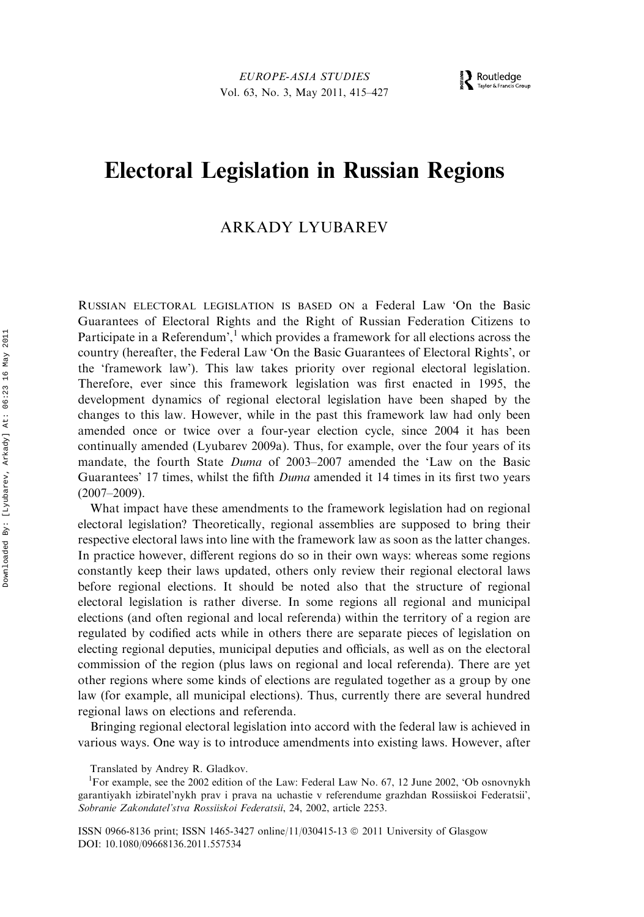# Electoral Legislation in Russian Regions

ARKADY LYUBAREV

RUSSIAN ELECTORAL LEGISLATION IS BASED ON a Federal Law 'On the Basic Guarantees of Electoral Rights and the Right of Russian Federation Citizens to Participate in a Referendum',[1] which provides a framework for all elections across the country (hereafter, the Federal Law 'On the Basic Guarantees of Electoral Rights', or the 'framework law'). This law takes priority over regional electoral legislation. Therefore, ever since this framework legislation was first enacted in 1995, the development dynamics of regional electoral legislation have been shaped by the changes to this law. However, while in the past this framework law had only been amended once or twice over a four-year election cycle, since 2004 it has been continually amended (Lyubarev 2009a). Thus, for example, over the four years of its mandate, the fourth State *Duma* of 2003–2007 amended the 'Law on the Basic Guarantees' 17 times, whilst the fifth *Duma* amended it 14 times in its first two years (2007–2009).

What impact have these amendments to the framework legislation had on regional electoral legislation? Theoretically, regional assemblies are supposed to bring their respective electoral laws into line with the framework law as soon as the latter changes. In practice however, different regions do so in their own ways: whereas some regions constantly keep their laws updated, others only review their regional electoral laws before regional elections. It should be noted also that the structure of regional electoral legislation is rather diverse. In some regions all regional and municipal elections (and often regional and local referenda) within the territory of a region are regulated by codified acts while in others there are separate pieces of legislation on electing regional deputies, municipal deputies and officials, as well as on the electoral commission of the region (plus laws on regional and local referenda). There are yet other regions where some kinds of elections are regulated together as a group by one law (for example, all municipal elections). Thus, currently there are several hundred regional laws on elections and referenda.

Bringing regional electoral legislation into accord with the federal law is achieved in various ways. One way is to introduce amendments into existing laws. However, after

Translated by Andrey R. Gladkov.

[1]For example, see the 2002 edition of the Law: Federal Law No. 67, 12 June 2002, 'Ob osnovnykh garantiyakh izbiratel'nykh prav i prava na uchastie v referendume grazhdan Rossiiskoi Federatsii', *Sobranie Zakondatel'stva Rossiiskoi Federatsii*, 24, 2002, article 2253.

ISSN 0966-8136 print; ISSN 1465-3427 online/11/030415-13 © 2011 University of Glasgow
DOI: 10.1080/09668136.2011.557534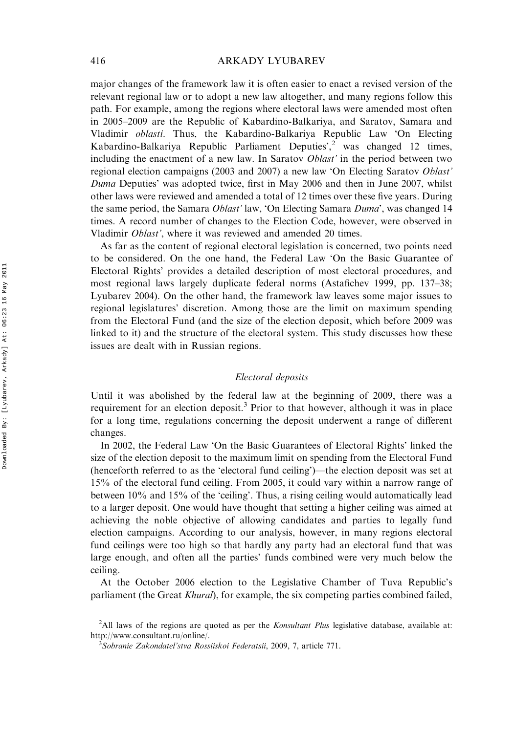major changes of the framework law it is often easier to enact a revised version of the relevant regional law or to adopt a new law altogether, and many regions follow this path. For example, among the regions where electoral laws were amended most often in 2005–2009 are the Republic of Kabardino-Balkariya, and Saratov, Samara and Vladimir *oblasti*. Thus, the Kabardino-Balkariya Republic Law 'On Electing Kabardino-Balkariya Republic Parliament Deputies',[2] was changed 12 times, including the enactment of a new law. In Saratov *Oblast'* in the period between two regional election campaigns (2003 and 2007) a new law 'On Electing Saratov *Oblast' Duma* Deputies' was adopted twice, first in May 2006 and then in June 2007, whilst other laws were reviewed and amended a total of 12 times over these five years. During the same period, the Samara *Oblast'* law, 'On Electing Samara *Duma*', was changed 14 times. A record number of changes to the Election Code, however, were observed in Vladimir *Oblast'*, where it was reviewed and amended 20 times.

As far as the content of regional electoral legislation is concerned, two points need to be considered. On the one hand, the Federal Law 'On the Basic Guarantee of Electoral Rights' provides a detailed description of most electoral procedures, and most regional laws largely duplicate federal norms (Astafichev 1999, pp. 137–38; Lyubarev 2004). On the other hand, the framework law leaves some major issues to regional legislatures' discretion. Among those are the limit on maximum spending from the Electoral Fund (and the size of the election deposit, which before 2009 was linked to it) and the structure of the electoral system. This study discusses how these issues are dealt with in Russian regions.

### *Electoral deposits*

Until it was abolished by the federal law at the beginning of 2009, there was a requirement for an election deposit.[3] Prior to that however, although it was in place for a long time, regulations concerning the deposit underwent a range of different changes.

In 2002, the Federal Law 'On the Basic Guarantees of Electoral Rights' linked the size of the election deposit to the maximum limit on spending from the Electoral Fund (henceforth referred to as the 'electoral fund ceiling')—the election deposit was set at 15% of the electoral fund ceiling. From 2005, it could vary within a narrow range of between 10% and 15% of the 'ceiling'. Thus, a rising ceiling would automatically lead to a larger deposit. One would have thought that setting a higher ceiling was aimed at achieving the noble objective of allowing candidates and parties to legally fund election campaigns. According to our analysis, however, in many regions electoral fund ceilings were too high so that hardly any party had an electoral fund that was large enough, and often all the parties' funds combined were very much below the ceiling.

At the October 2006 election to the Legislative Chamber of Tuva Republic's parliament (the Great *Khural*), for example, the six competing parties combined failed,

---

[2] All laws of the regions are quoted as per the *Konsultant Plus* legislative database, available at: http://www.consultant.ru/online/.

[3] *Sobranie Zakondatel'stva Rossiiskoi Federatsii*, 2009, 7, article 771.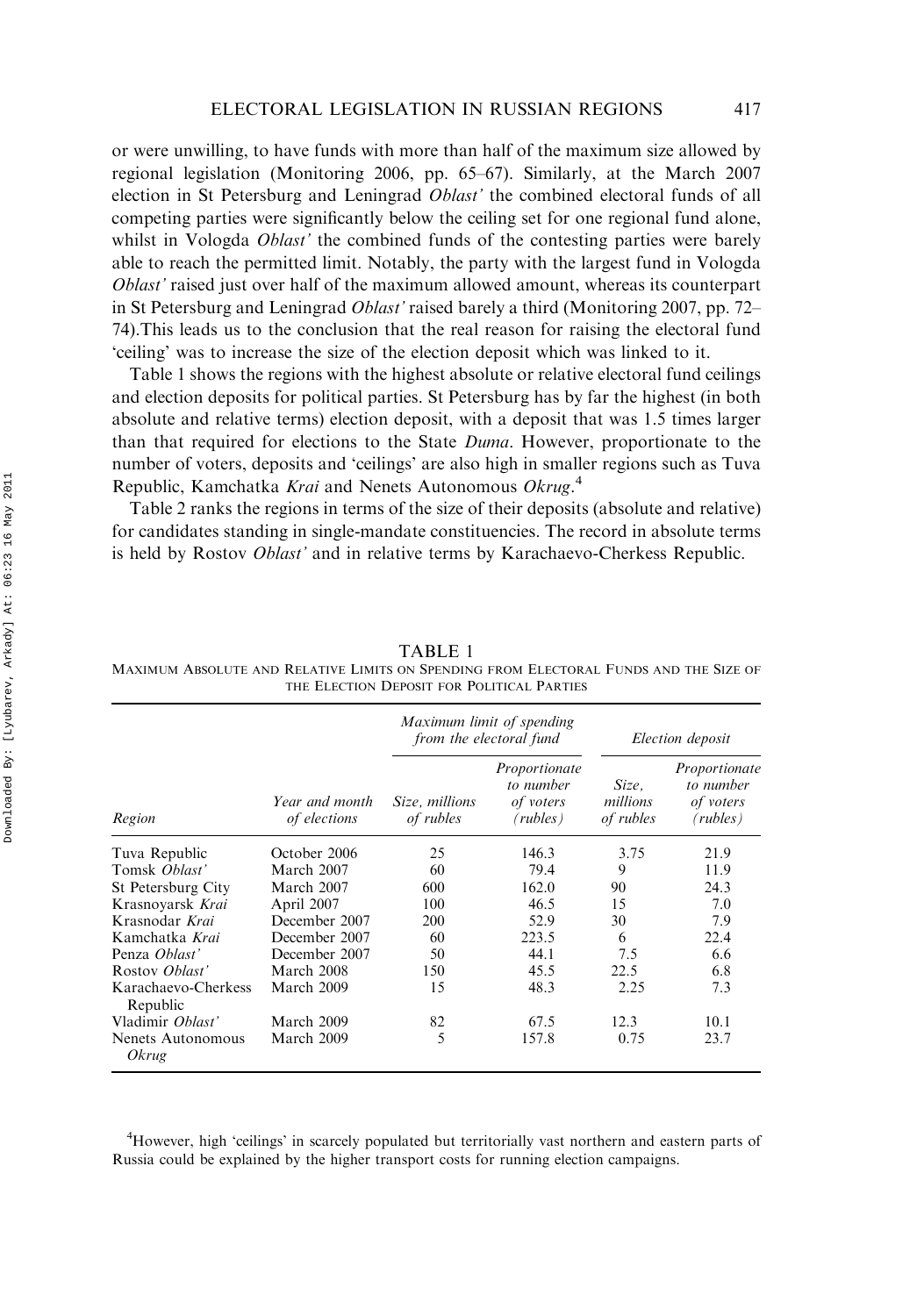or were unwilling, to have funds with more than half of the maximum size allowed by regional legislation (Monitoring 2006, pp. 65–67). Similarly, at the March 2007 election in St Petersburg and Leningrad *Oblast'* the combined electoral funds of all competing parties were significantly below the ceiling set for one regional fund alone, whilst in Vologda *Oblast'* the combined funds of the contesting parties were barely able to reach the permitted limit. Notably, the party with the largest fund in Vologda *Oblast'* raised just over half of the maximum allowed amount, whereas its counterpart in St Petersburg and Leningrad *Oblast'* raised barely a third (Monitoring 2007, pp. 72–74).This leads us to the conclusion that the real reason for raising the electoral fund 'ceiling' was to increase the size of the election deposit which was linked to it.

Table 1 shows the regions with the highest absolute or relative electoral fund ceilings and election deposits for political parties. St Petersburg has by far the highest (in both absolute and relative terms) election deposit, with a deposit that was 1.5 times larger than that required for elections to the State *Duma*. However, proportionate to the number of voters, deposits and 'ceilings' are also high in smaller regions such as Tuva Republic, Kamchatka *Krai* and Nenets Autonomous *Okrug*.[4]

Table 2 ranks the regions in terms of the size of their deposits (absolute and relative) for candidates standing in single-mandate constituencies. The record in absolute terms is held by Rostov *Oblast'* and in relative terms by Karachaevo-Cherkess Republic.

TABLE 1

MAXIMUM ABSOLUTE AND RELATIVE LIMITS ON SPENDING FROM ELECTORAL FUNDS AND THE SIZE OF THE ELECTION DEPOSIT FOR POLITICAL PARTIES

| Region | Year and month of elections | *Maximum limit of spending from the electoral fund* | | *Election deposit* | |
|---|---|---|---|---|---|
| | | *Size, millions of rubles* | *Proportionate to number of voters (rubles)* | *Size, millions of rubles* | *Proportionate to number of voters (rubles)* |
| Tuva Republic | October 2006 | 25 | 146.3 | 3.75 | 21.9 |
| Tomsk *Oblast'* | March 2007 | 60 | 79.4 | 9 | 11.9 |
| St Petersburg City | March 2007 | 600 | 162.0 | 90 | 24.3 |
| Krasnoyarsk *Krai* | April 2007 | 100 | 46.5 | 15 | 7.0 |
| Krasnodar *Krai* | December 2007 | 200 | 52.9 | 30 | 7.9 |
| Kamchatka *Krai* | December 2007 | 60 | 223.5 | 6 | 22.4 |
| Penza *Oblast'* | December 2007 | 50 | 44.1 | 7.5 | 6.6 |
| Rostov *Oblast'* | March 2008 | 150 | 45.5 | 22.5 | 6.8 |
| Karachaevo-Cherkess Republic | March 2009 | 15 | 48.3 | 2.25 | 7.3 |
| Vladimir *Oblast'* | March 2009 | 82 | 67.5 | 12.3 | 10.1 |
| Nenets Autonomous *Okrug* | March 2009 | 5 | 157.8 | 0.75 | 23.7 |

[4]However, high 'ceilings' in scarcely populated but territorially vast northern and eastern parts of Russia could be explained by the higher transport costs for running election campaigns.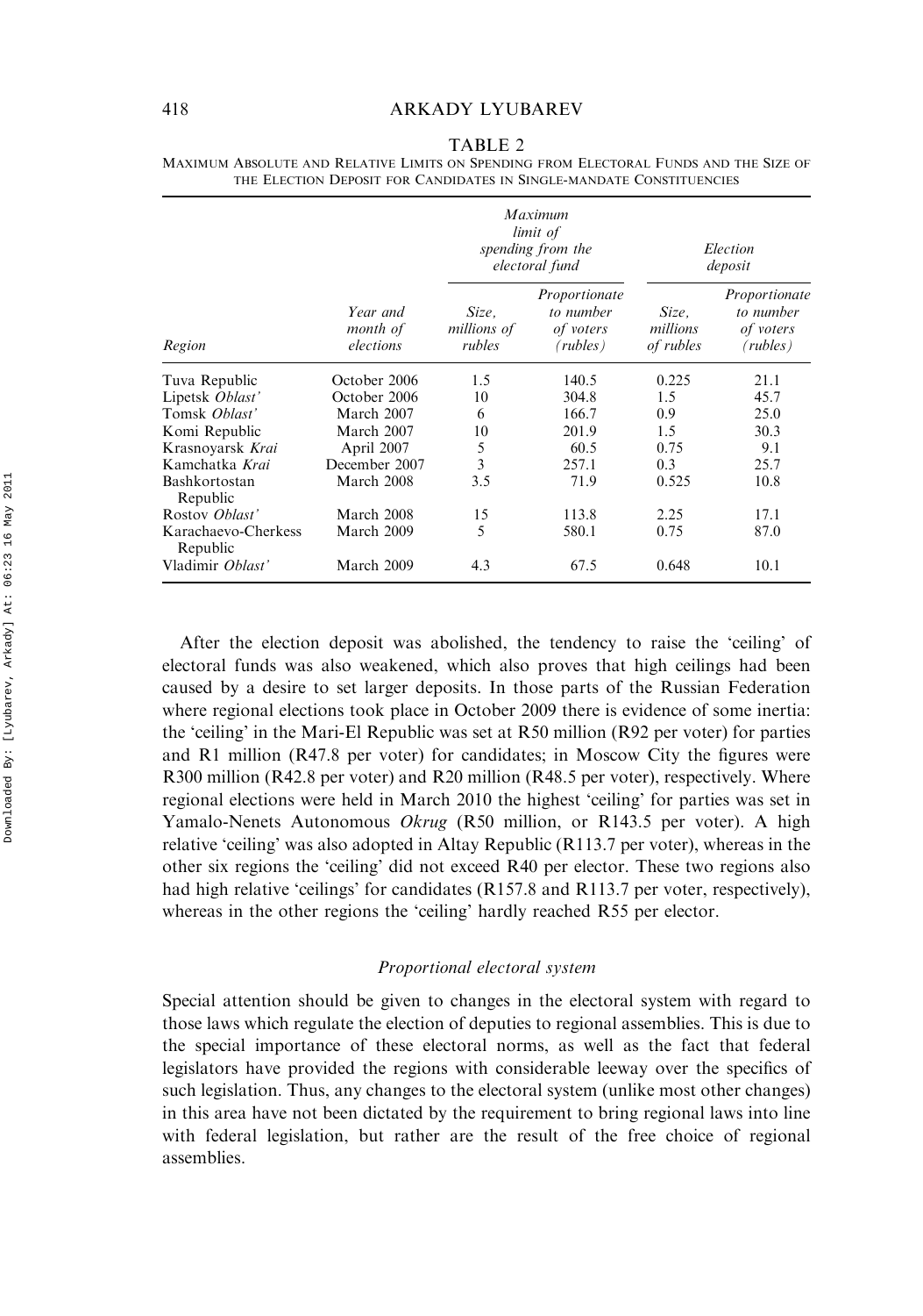TABLE 2

Maximum Absolute and Relative Limits on Spending from Electoral Funds and the Size of the Election Deposit for Candidates in Single-mandate Constituencies

| Region | Year and month of elections | *Maximum limit of spending from the electoral fund* | | *Election deposit* | |
|---|---|---|---|---|---|
| | | *Size, millions of rubles* | *Proportionate to number of voters (rubles)* | *Size, millions of rubles* | *Proportionate to number of voters (rubles)* |
| Tuva Republic | October 2006 | 1.5 | 140.5 | 0.225 | 21.1 |
| Lipetsk *Oblast'* | October 2006 | 10 | 304.8 | 1.5 | 45.7 |
| Tomsk *Oblast'* | March 2007 | 6 | 166.7 | 0.9 | 25.0 |
| Komi Republic | March 2007 | 10 | 201.9 | 1.5 | 30.3 |
| Krasnoyarsk *Krai* | April 2007 | 5 | 60.5 | 0.75 | 9.1 |
| Kamchatka *Krai* | December 2007 | 3 | 257.1 | 0.3 | 25.7 |
| Bashkortostan Republic | March 2008 | 3.5 | 71.9 | 0.525 | 10.8 |
| Rostov *Oblast'* | March 2008 | 15 | 113.8 | 2.25 | 17.1 |
| Karachaevo-Cherkess Republic | March 2009 | 5 | 580.1 | 0.75 | 87.0 |
| Vladimir *Oblast'* | March 2009 | 4.3 | 67.5 | 0.648 | 10.1 |

After the election deposit was abolished, the tendency to raise the 'ceiling' of electoral funds was also weakened, which also proves that high ceilings had been caused by a desire to set larger deposits. In those parts of the Russian Federation where regional elections took place in October 2009 there is evidence of some inertia: the 'ceiling' in the Mari-El Republic was set at R50 million (R92 per voter) for parties and R1 million (R47.8 per voter) for candidates; in Moscow City the figures were R300 million (R42.8 per voter) and R20 million (R48.5 per voter), respectively. Where regional elections were held in March 2010 the highest 'ceiling' for parties was set in Yamalo-Nenets Autonomous *Okrug* (R50 million, or R143.5 per voter). A high relative 'ceiling' was also adopted in Altay Republic (R113.7 per voter), whereas in the other six regions the 'ceiling' did not exceed R40 per elector. These two regions also had high relative 'ceilings' for candidates (R157.8 and R113.7 per voter, respectively), whereas in the other regions the 'ceiling' hardly reached R55 per elector.

### *Proportional electoral system*

Special attention should be given to changes in the electoral system with regard to those laws which regulate the election of deputies to regional assemblies. This is due to the special importance of these electoral norms, as well as the fact that federal legislators have provided the regions with considerable leeway over the specifics of such legislation. Thus, any changes to the electoral system (unlike most other changes) in this area have not been dictated by the requirement to bring regional laws into line with federal legislation, but rather are the result of the free choice of regional assemblies.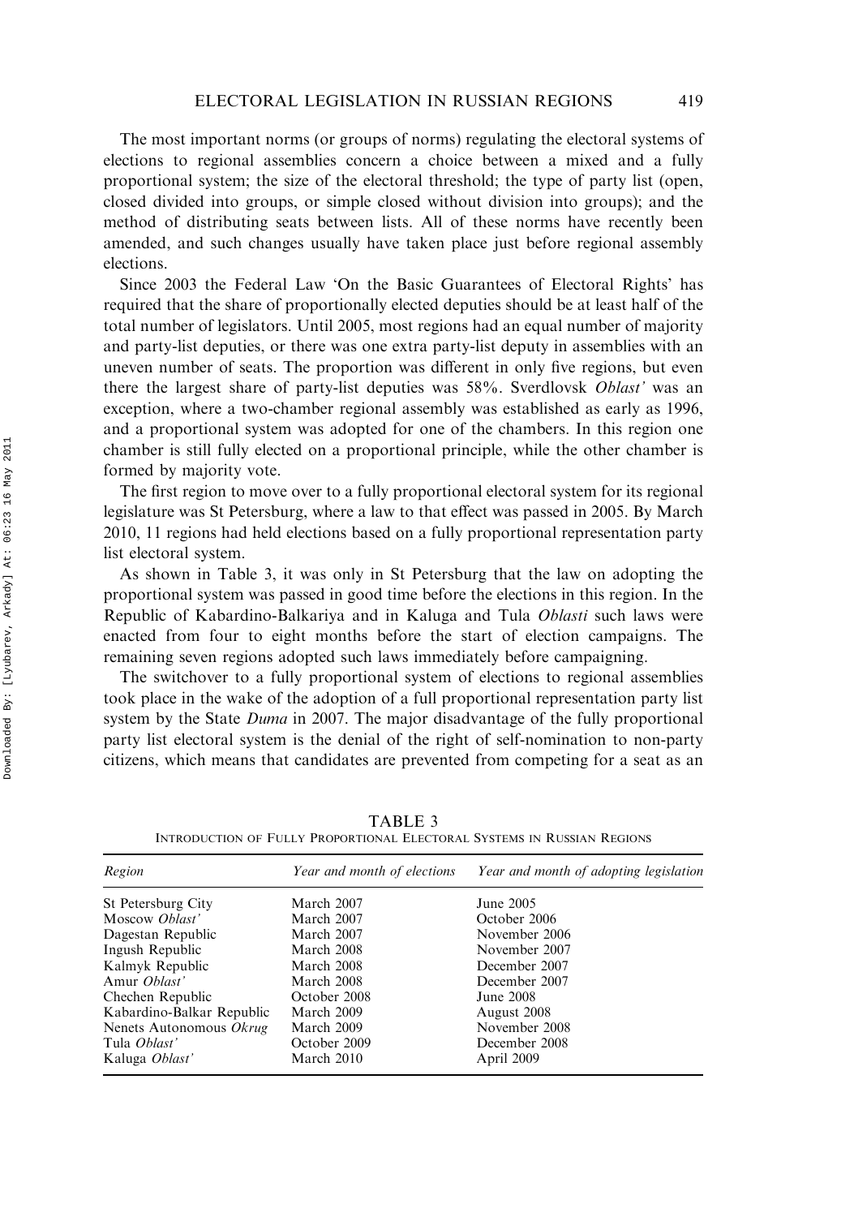The most important norms (or groups of norms) regulating the electoral systems of elections to regional assemblies concern a choice between a mixed and a fully proportional system; the size of the electoral threshold; the type of party list (open, closed divided into groups, or simple closed without division into groups); and the method of distributing seats between lists. All of these norms have recently been amended, and such changes usually have taken place just before regional assembly elections.

Since 2003 the Federal Law 'On the Basic Guarantees of Electoral Rights' has required that the share of proportionally elected deputies should be at least half of the total number of legislators. Until 2005, most regions had an equal number of majority and party-list deputies, or there was one extra party-list deputy in assemblies with an uneven number of seats. The proportion was different in only five regions, but even there the largest share of party-list deputies was 58%. Sverdlovsk *Oblast'* was an exception, where a two-chamber regional assembly was established as early as 1996, and a proportional system was adopted for one of the chambers. In this region one chamber is still fully elected on a proportional principle, while the other chamber is formed by majority vote.

The first region to move over to a fully proportional electoral system for its regional legislature was St Petersburg, where a law to that effect was passed in 2005. By March 2010, 11 regions had held elections based on a fully proportional representation party list electoral system.

As shown in Table 3, it was only in St Petersburg that the law on adopting the proportional system was passed in good time before the elections in this region. In the Republic of Kabardino-Balkariya and in Kaluga and Tula *Oblasti* such laws were enacted from four to eight months before the start of election campaigns. The remaining seven regions adopted such laws immediately before campaigning.

The switchover to a fully proportional system of elections to regional assemblies took place in the wake of the adoption of a full proportional representation party list system by the State *Duma* in 2007. The major disadvantage of the fully proportional party list electoral system is the denial of the right of self-nomination to non-party citizens, which means that candidates are prevented from competing for a seat as an

TABLE 3
INTRODUCTION OF FULLY PROPORTIONAL ELECTORAL SYSTEMS IN RUSSIAN REGIONS

| *Region* | *Year and month of elections* | *Year and month of adopting legislation* |
|---|---|---|
| St Petersburg City | March 2007 | June 2005 |
| Moscow *Oblast'* | March 2007 | October 2006 |
| Dagestan Republic | March 2007 | November 2006 |
| Ingush Republic | March 2008 | November 2007 |
| Kalmyk Republic | March 2008 | December 2007 |
| Amur *Oblast'* | March 2008 | December 2007 |
| Chechen Republic | October 2008 | June 2008 |
| Kabardino-Balkar Republic | March 2009 | August 2008 |
| Nenets Autonomous *Okrug* | March 2009 | November 2008 |
| Tula *Oblast'* | October 2009 | December 2008 |
| Kaluga *Oblast'* | March 2010 | April 2009 |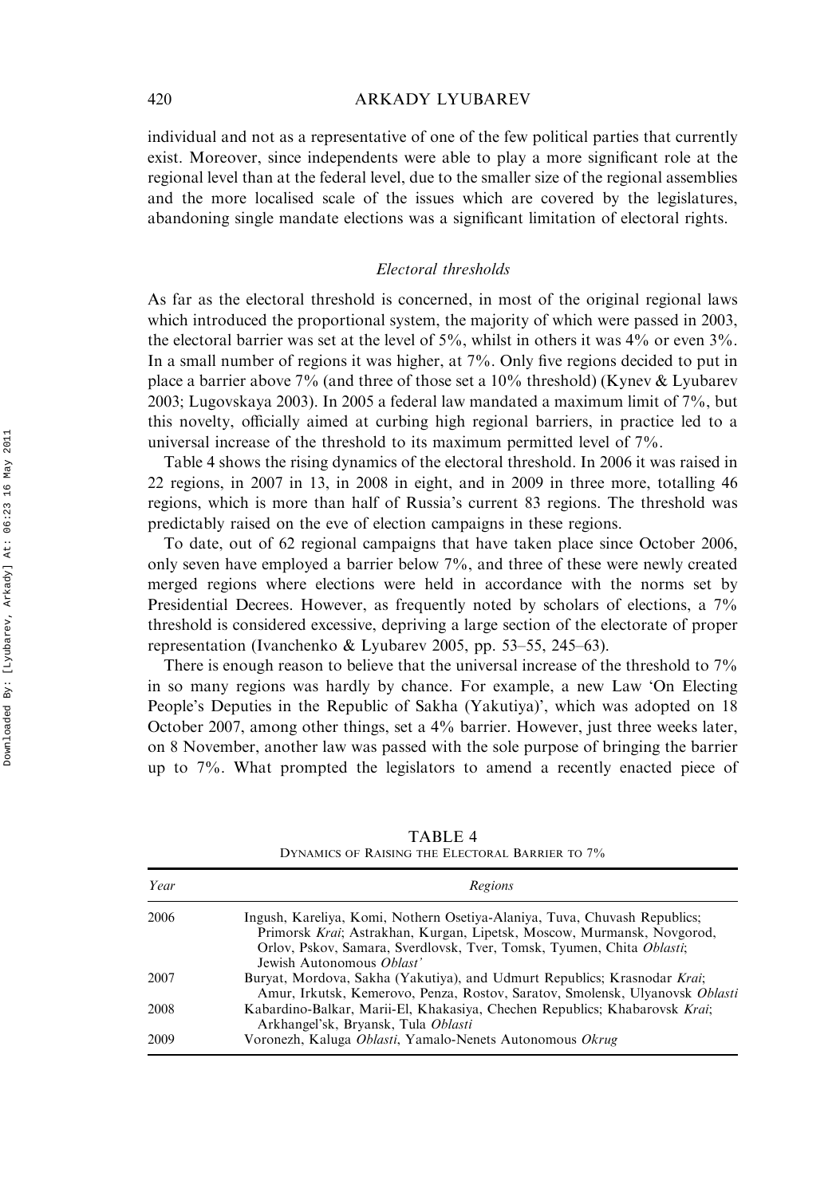individual and not as a representative of one of the few political parties that currently exist. Moreover, since independents were able to play a more significant role at the regional level than at the federal level, due to the smaller size of the regional assemblies and the more localised scale of the issues which are covered by the legislatures, abandoning single mandate elections was a significant limitation of electoral rights.

### *Electoral thresholds*

As far as the electoral threshold is concerned, in most of the original regional laws which introduced the proportional system, the majority of which were passed in 2003, the electoral barrier was set at the level of 5%, whilst in others it was 4% or even 3%. In a small number of regions it was higher, at 7%. Only five regions decided to put in place a barrier above 7% (and three of those set a 10% threshold) (Kynev & Lyubarev 2003; Lugovskaya 2003). In 2005 a federal law mandated a maximum limit of 7%, but this novelty, officially aimed at curbing high regional barriers, in practice led to a universal increase of the threshold to its maximum permitted level of 7%.

Table 4 shows the rising dynamics of the electoral threshold. In 2006 it was raised in 22 regions, in 2007 in 13, in 2008 in eight, and in 2009 in three more, totalling 46 regions, which is more than half of Russia's current 83 regions. The threshold was predictably raised on the eve of election campaigns in these regions.

To date, out of 62 regional campaigns that have taken place since October 2006, only seven have employed a barrier below 7%, and three of these were newly created merged regions where elections were held in accordance with the norms set by Presidential Decrees. However, as frequently noted by scholars of elections, a 7% threshold is considered excessive, depriving a large section of the electorate of proper representation (Ivanchenko & Lyubarev 2005, pp. 53–55, 245–63).

There is enough reason to believe that the universal increase of the threshold to 7% in so many regions was hardly by chance. For example, a new Law 'On Electing People's Deputies in the Republic of Sakha (Yakutiya)', which was adopted on 18 October 2007, among other things, set a 4% barrier. However, just three weeks later, on 8 November, another law was passed with the sole purpose of bringing the barrier up to 7%. What prompted the legislators to amend a recently enacted piece of

TABLE 4
DYNAMICS OF RAISING THE ELECTORAL BARRIER TO 7%

| *Year* | *Regions* |
|---|---|
| 2006 | Ingush, Kareliya, Komi, Nothern Osetiya-Alaniya, Tuva, Chuvash Republics; Primorsk *Krai*; Astrakhan, Kurgan, Lipetsk, Moscow, Murmansk, Novgorod, Orlov, Pskov, Samara, Sverdlovsk, Tver, Tomsk, Tyumen, Chita *Oblasti*; Jewish Autonomous *Oblast'* |
| 2007 | Buryat, Mordova, Sakha (Yakutiya), and Udmurt Republics; Krasnodar *Krai*; Amur, Irkutsk, Kemerovo, Penza, Rostov, Saratov, Smolensk, Ulyanovsk *Oblasti* |
| 2008 | Kabardino-Balkar, Marii-El, Khakasiya, Chechen Republics; Khabarovsk *Krai*; Arkhangel'sk, Bryansk, Tula *Oblasti* |
| 2009 | Voronezh, Kaluga *Oblasti*, Yamalo-Nenets Autonomous *Okrug* |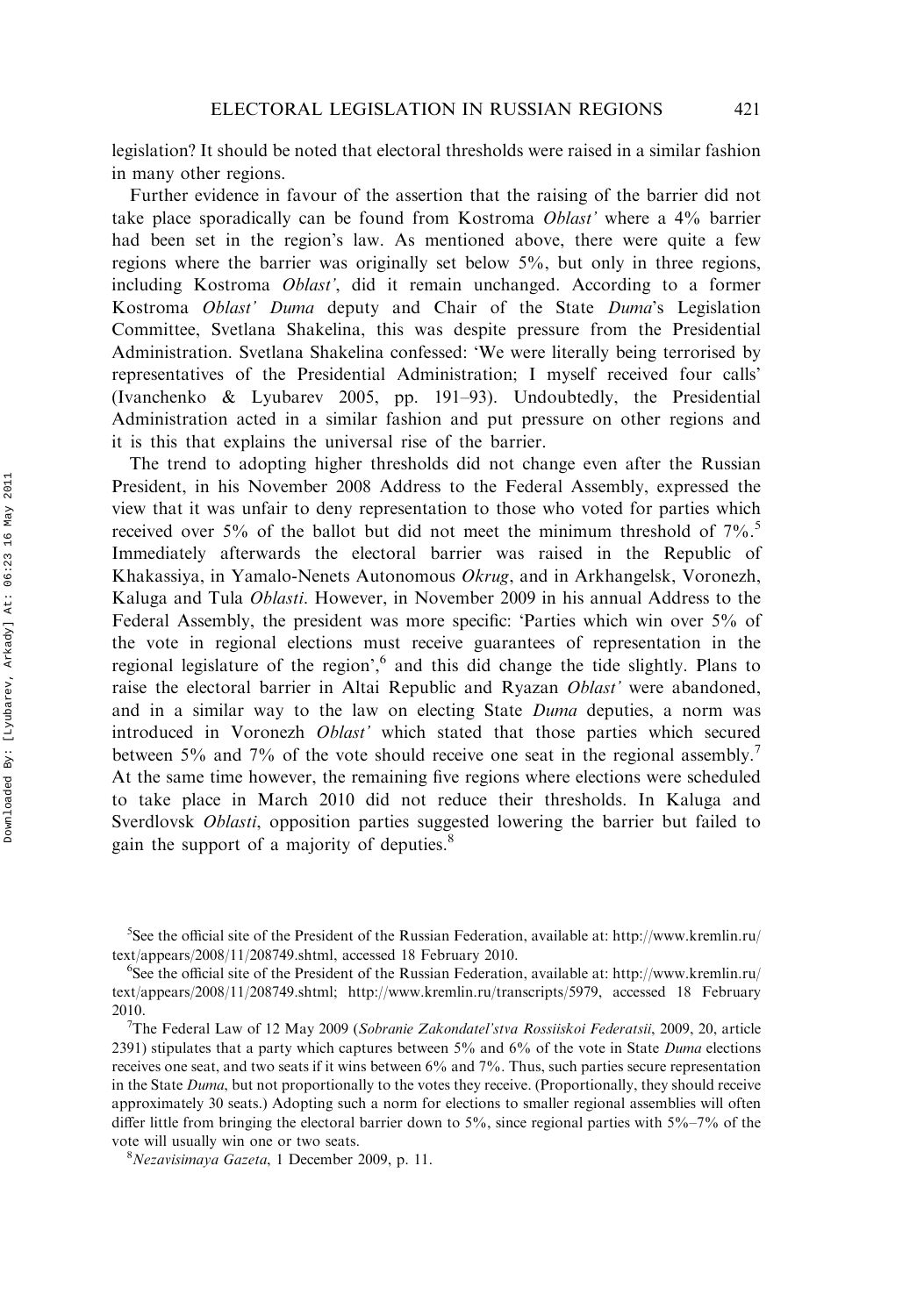legislation? It should be noted that electoral thresholds were raised in a similar fashion in many other regions.

Further evidence in favour of the assertion that the raising of the barrier did not take place sporadically can be found from Kostroma *Oblast'* where a 4% barrier had been set in the region's law. As mentioned above, there were quite a few regions where the barrier was originally set below 5%, but only in three regions, including Kostroma *Oblast'*, did it remain unchanged. According to a former Kostroma *Oblast' Duma* deputy and Chair of the State *Duma*'s Legislation Committee, Svetlana Shakelina, this was despite pressure from the Presidential Administration. Svetlana Shakelina confessed: 'We were literally being terrorised by representatives of the Presidential Administration; I myself received four calls' (Ivanchenko & Lyubarev 2005, pp. 191–93). Undoubtedly, the Presidential Administration acted in a similar fashion and put pressure on other regions and it is this that explains the universal rise of the barrier.

The trend to adopting higher thresholds did not change even after the Russian President, in his November 2008 Address to the Federal Assembly, expressed the view that it was unfair to deny representation to those who voted for parties which received over 5% of the ballot but did not meet the minimum threshold of 7%.[5] Immediately afterwards the electoral barrier was raised in the Republic of Khakassiya, in Yamalo-Nenets Autonomous *Okrug*, and in Arkhangelsk, Voronezh, Kaluga and Tula *Oblasti*. However, in November 2009 in his annual Address to the Federal Assembly, the president was more specific: 'Parties which win over 5% of the vote in regional elections must receive guarantees of representation in the regional legislature of the region',[6] and this did change the tide slightly. Plans to raise the electoral barrier in Altai Republic and Ryazan *Oblast'* were abandoned, and in a similar way to the law on electing State *Duma* deputies, a norm was introduced in Voronezh *Oblast'* which stated that those parties which secured between 5% and 7% of the vote should receive one seat in the regional assembly.[7] At the same time however, the remaining five regions where elections were scheduled to take place in March 2010 did not reduce their thresholds. In Kaluga and Sverdlovsk *Oblasti*, opposition parties suggested lowering the barrier but failed to gain the support of a majority of deputies.[8]

[5]See the official site of the President of the Russian Federation, available at: http://www.kremlin.ru/text/appears/2008/11/208749.shtml, accessed 18 February 2010.

[6]See the official site of the President of the Russian Federation, available at: http://www.kremlin.ru/text/appears/2008/11/208749.shtml; http://www.kremlin.ru/transcripts/5979, accessed 18 February 2010.

[7]The Federal Law of 12 May 2009 (*Sobranie Zakondatel'stva Rossiiskoi Federatsii*, 2009, 20, article 2391) stipulates that a party which captures between 5% and 6% of the vote in State *Duma* elections receives one seat, and two seats if it wins between 6% and 7%. Thus, such parties secure representation in the State *Duma*, but not proportionally to the votes they receive. (Proportionally, they should receive approximately 30 seats.) Adopting such a norm for elections to smaller regional assemblies will often differ little from bringing the electoral barrier down to 5%, since regional parties with 5%–7% of the vote will usually win one or two seats.

[8]*Nezavisimaya Gazeta*, 1 December 2009, p. 11.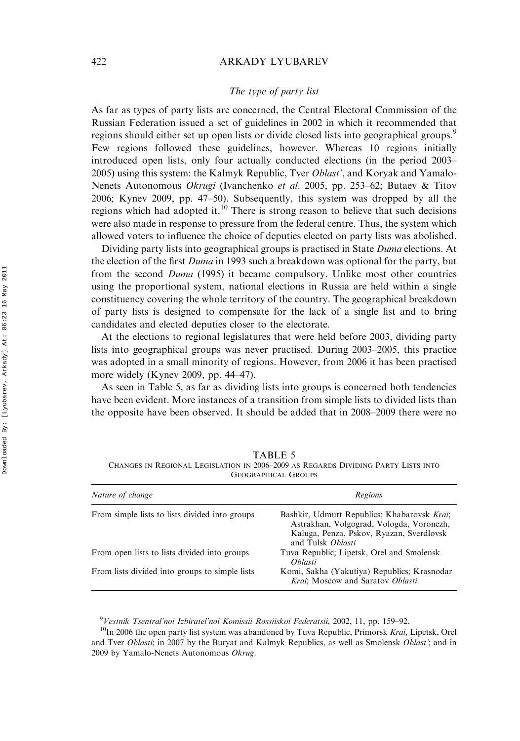### *The type of party list*

As far as types of party lists are concerned, the Central Electoral Commission of the Russian Federation issued a set of guidelines in 2002 in which it recommended that regions should either set up open lists or divide closed lists into geographical groups.[9] Few regions followed these guidelines, however. Whereas 10 regions initially introduced open lists, only four actually conducted elections (in the period 2003–2005) using this system: the Kalmyk Republic, Tver *Oblast'*, and Koryak and Yamalo-Nenets Autonomous *Okrugi* (Ivanchenko *et al.* 2005, pp. 253–62; Butaev & Titov 2006; Kynev 2009, pp. 47–50). Subsequently, this system was dropped by all the regions which had adopted it.[10] There is strong reason to believe that such decisions were also made in response to pressure from the federal centre. Thus, the system which allowed voters to influence the choice of deputies elected on party lists was abolished.

Dividing party lists into geographical groups is practised in State *Duma* elections. At the election of the first *Duma* in 1993 such a breakdown was optional for the party, but from the second *Duma* (1995) it became compulsory. Unlike most other countries using the proportional system, national elections in Russia are held within a single constituency covering the whole territory of the country. The geographical breakdown of party lists is designed to compensate for the lack of a single list and to bring candidates and elected deputies closer to the electorate.

At the elections to regional legislatures that were held before 2003, dividing party lists into geographical groups was never practised. During 2003–2005, this practice was adopted in a small minority of regions. However, from 2006 it has been practised more widely (Kynev 2009, pp. 44–47).

As seen in Table 5, as far as dividing lists into groups is concerned both tendencies have been evident. More instances of a transition from simple lists to divided lists than the opposite have been observed. It should be added that in 2008–2009 there were no

TABLE 5
CHANGES IN REGIONAL LEGISLATION IN 2006–2009 AS REGARDS DIVIDING PARTY LISTS INTO GEOGRAPHICAL GROUPS

| *Nature of change* | *Regions* |
|---|---|
| From simple lists to lists divided into groups | Bashkir, Udmurt Republics; Khabarovsk *Krai*; Astrakhan, Volgograd, Vologda, Voronezh, Kaluga, Penza, Pskov, Ryazan, Sverdlovsk and Tulsk *Oblasti* |
| From open lists to lists divided into groups | Tuva Republic; Lipetsk, Orel and Smolensk *Oblasti* |
| From lists divided into groups to simple lists | Komi, Sakha (Yakutiya) Republics; Krasnodar *Krai*; Moscow and Saratov *Oblasti* |

[9] *Vestnik Tsentral'noi Izbiratel'noi Komissii Rossiiskoi Federatsii*, 2002, 11, pp. 159–92.

[10] In 2006 the open party list system was abandoned by Tuva Republic, Primorsk *Krai*, Lipetsk, Orel and Tver *Oblasti*; in 2007 by the Buryat and Kalmyk Republics, as well as Smolensk *Oblast'*; and in 2009 by Yamalo-Nenets Autonomous *Okrug*.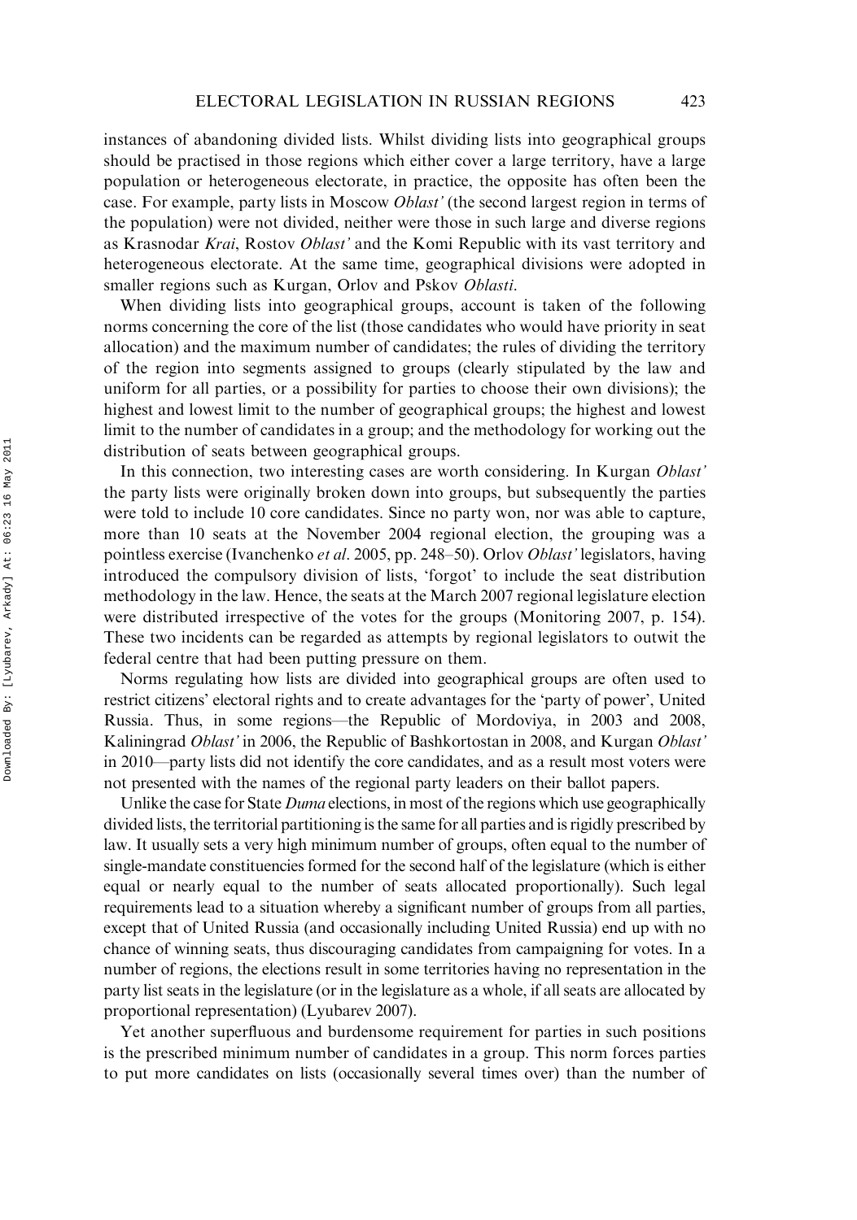instances of abandoning divided lists. Whilst dividing lists into geographical groups should be practised in those regions which either cover a large territory, have a large population or heterogeneous electorate, in practice, the opposite has often been the case. For example, party lists in Moscow *Oblast'* (the second largest region in terms of the population) were not divided, neither were those in such large and diverse regions as Krasnodar *Krai*, Rostov *Oblast'* and the Komi Republic with its vast territory and heterogeneous electorate. At the same time, geographical divisions were adopted in smaller regions such as Kurgan, Orlov and Pskov *Oblasti*.

When dividing lists into geographical groups, account is taken of the following norms concerning the core of the list (those candidates who would have priority in seat allocation) and the maximum number of candidates; the rules of dividing the territory of the region into segments assigned to groups (clearly stipulated by the law and uniform for all parties, or a possibility for parties to choose their own divisions); the highest and lowest limit to the number of geographical groups; the highest and lowest limit to the number of candidates in a group; and the methodology for working out the distribution of seats between geographical groups.

In this connection, two interesting cases are worth considering. In Kurgan *Oblast'* the party lists were originally broken down into groups, but subsequently the parties were told to include 10 core candidates. Since no party won, nor was able to capture, more than 10 seats at the November 2004 regional election, the grouping was a pointless exercise (Ivanchenko *et al*. 2005, pp. 248–50). Orlov *Oblast'* legislators, having introduced the compulsory division of lists, 'forgot' to include the seat distribution methodology in the law. Hence, the seats at the March 2007 regional legislature election were distributed irrespective of the votes for the groups (Monitoring 2007, p. 154). These two incidents can be regarded as attempts by regional legislators to outwit the federal centre that had been putting pressure on them.

Norms regulating how lists are divided into geographical groups are often used to restrict citizens' electoral rights and to create advantages for the 'party of power', United Russia. Thus, in some regions—the Republic of Mordoviya, in 2003 and 2008, Kaliningrad *Oblast'* in 2006, the Republic of Bashkortostan in 2008, and Kurgan *Oblast'* in 2010—party lists did not identify the core candidates, and as a result most voters were not presented with the names of the regional party leaders on their ballot papers.

Unlike the case for State *Duma* elections, in most of the regions which use geographically divided lists, the territorial partitioning is the same for all parties and is rigidly prescribed by law. It usually sets a very high minimum number of groups, often equal to the number of single-mandate constituencies formed for the second half of the legislature (which is either equal or nearly equal to the number of seats allocated proportionally). Such legal requirements lead to a situation whereby a significant number of groups from all parties, except that of United Russia (and occasionally including United Russia) end up with no chance of winning seats, thus discouraging candidates from campaigning for votes. In a number of regions, the elections result in some territories having no representation in the party list seats in the legislature (or in the legislature as a whole, if all seats are allocated by proportional representation) (Lyubarev 2007).

Yet another superfluous and burdensome requirement for parties in such positions is the prescribed minimum number of candidates in a group. This norm forces parties to put more candidates on lists (occasionally several times over) than the number of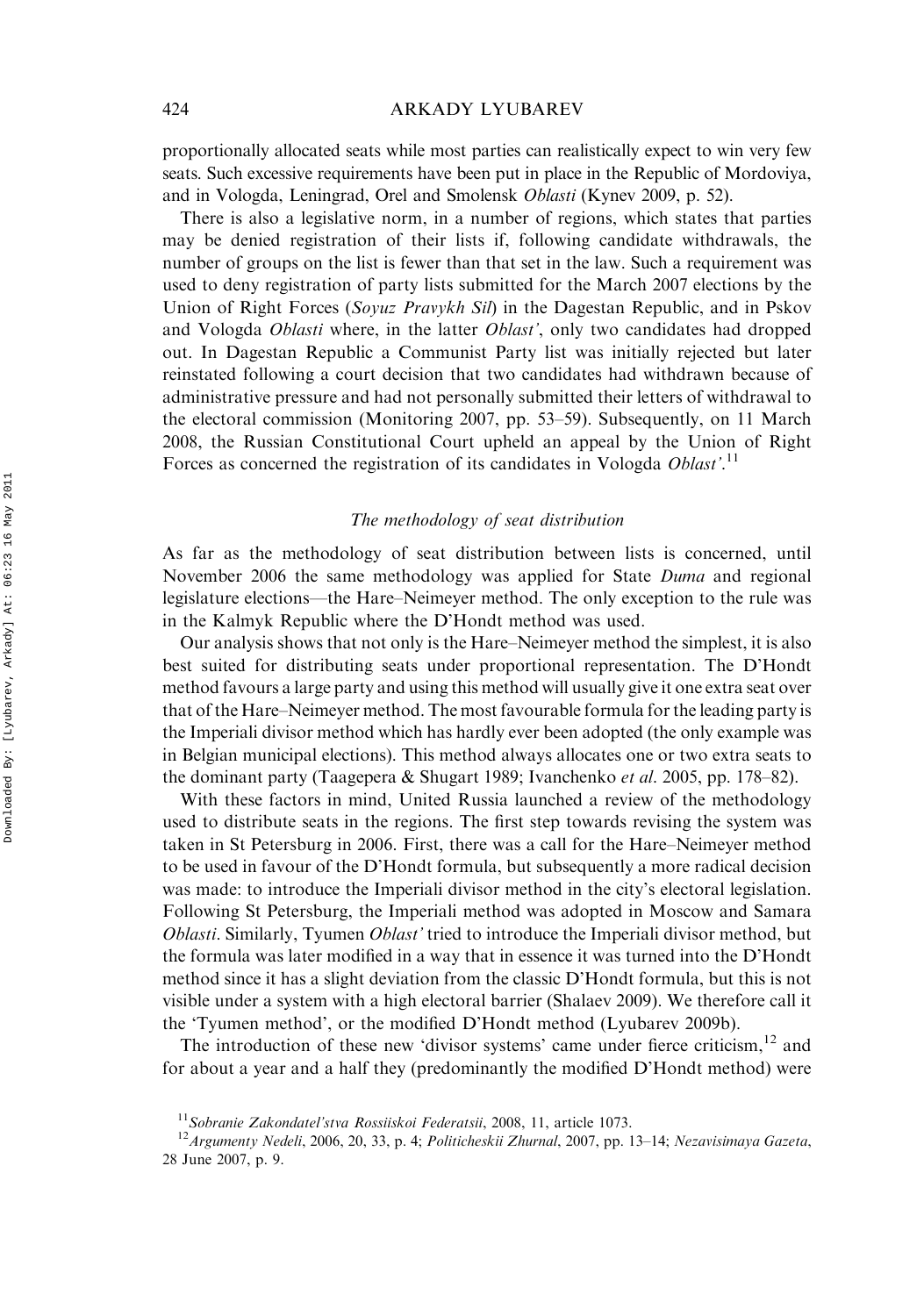proportionally allocated seats while most parties can realistically expect to win very few seats. Such excessive requirements have been put in place in the Republic of Mordoviya, and in Vologda, Leningrad, Orel and Smolensk *Oblasti* (Kynev 2009, p. 52).

There is also a legislative norm, in a number of regions, which states that parties may be denied registration of their lists if, following candidate withdrawals, the number of groups on the list is fewer than that set in the law. Such a requirement was used to deny registration of party lists submitted for the March 2007 elections by the Union of Right Forces (*Soyuz Pravykh Sil*) in the Dagestan Republic, and in Pskov and Vologda *Oblasti* where, in the latter *Oblast'*, only two candidates had dropped out. In Dagestan Republic a Communist Party list was initially rejected but later reinstated following a court decision that two candidates had withdrawn because of administrative pressure and had not personally submitted their letters of withdrawal to the electoral commission (Monitoring 2007, pp. 53–59). Subsequently, on 11 March 2008, the Russian Constitutional Court upheld an appeal by the Union of Right Forces as concerned the registration of its candidates in Vologda *Oblast'*.[11]

### *The methodology of seat distribution*

As far as the methodology of seat distribution between lists is concerned, until November 2006 the same methodology was applied for State *Duma* and regional legislature elections—the Hare–Neimeyer method. The only exception to the rule was in the Kalmyk Republic where the D'Hondt method was used.

Our analysis shows that not only is the Hare–Neimeyer method the simplest, it is also best suited for distributing seats under proportional representation. The D'Hondt method favours a large party and using this method will usually give it one extra seat over that of the Hare–Neimeyer method. The most favourable formula for the leading party is the Imperiali divisor method which has hardly ever been adopted (the only example was in Belgian municipal elections). This method always allocates one or two extra seats to the dominant party (Taagepera & Shugart 1989; Ivanchenko *et al.* 2005, pp. 178–82).

With these factors in mind, United Russia launched a review of the methodology used to distribute seats in the regions. The first step towards revising the system was taken in St Petersburg in 2006. First, there was a call for the Hare–Neimeyer method to be used in favour of the D'Hondt formula, but subsequently a more radical decision was made: to introduce the Imperiali divisor method in the city's electoral legislation. Following St Petersburg, the Imperiali method was adopted in Moscow and Samara *Oblasti*. Similarly, Tyumen *Oblast'* tried to introduce the Imperiali divisor method, but the formula was later modified in a way that in essence it was turned into the D'Hondt method since it has a slight deviation from the classic D'Hondt formula, but this is not visible under a system with a high electoral barrier (Shalaev 2009). We therefore call it the 'Tyumen method', or the modified D'Hondt method (Lyubarev 2009b).

The introduction of these new 'divisor systems' came under fierce criticism,[12] and for about a year and a half they (predominantly the modified D'Hondt method) were

[11] *Sobranie Zakondatel'stva Rossiiskoi Federatsii*, 2008, 11, article 1073.

[12] *Argumenty Nedeli*, 2006, 20, 33, p. 4; *Politicheskii Zhurnal*, 2007, pp. 13–14; *Nezavisimaya Gazeta*, 28 June 2007, p. 9.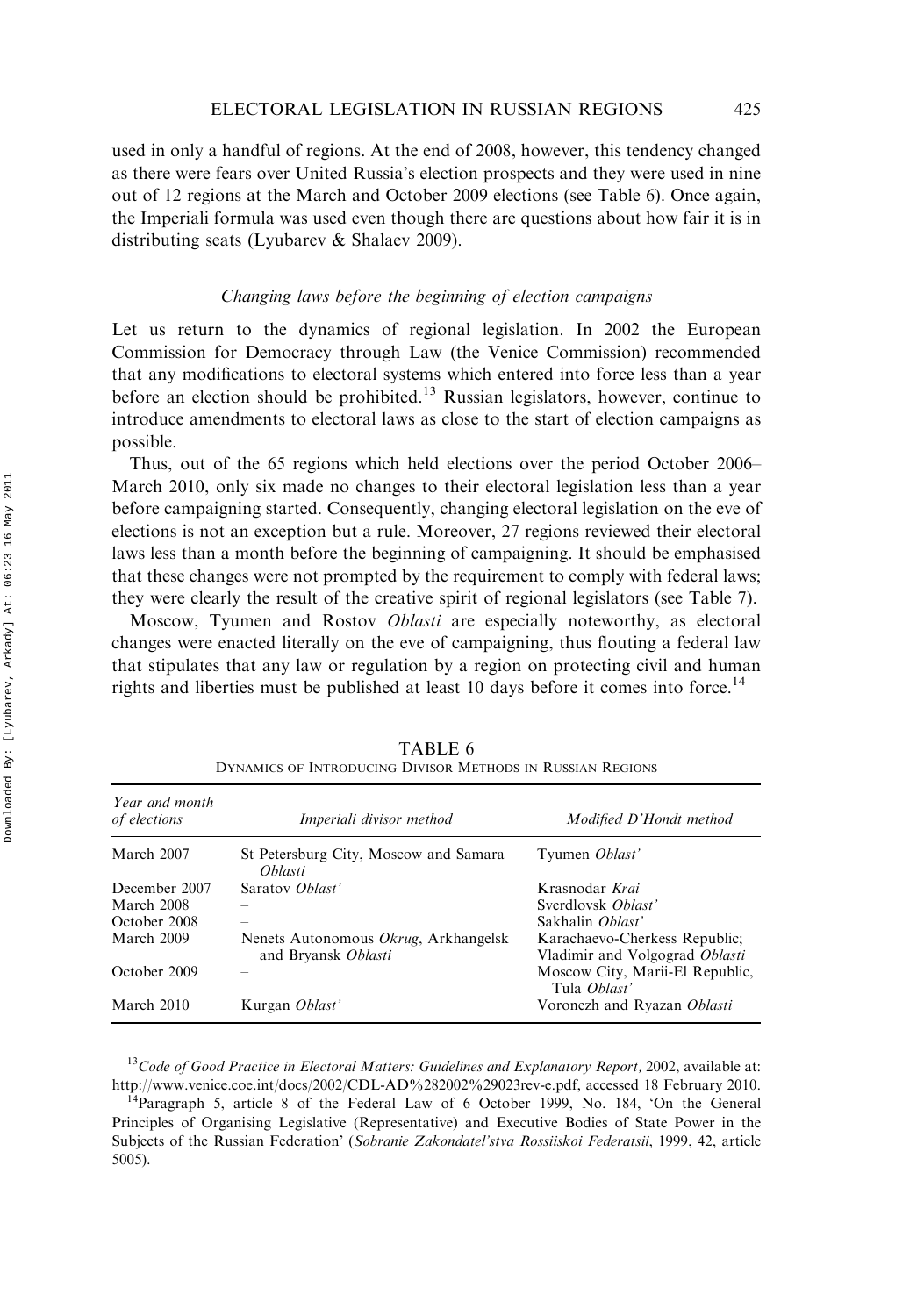used in only a handful of regions. At the end of 2008, however, this tendency changed as there were fears over United Russia's election prospects and they were used in nine out of 12 regions at the March and October 2009 elections (see Table 6). Once again, the Imperiali formula was used even though there are questions about how fair it is in distributing seats (Lyubarev & Shalaev 2009).

### *Changing laws before the beginning of election campaigns*

Let us return to the dynamics of regional legislation. In 2002 the European Commission for Democracy through Law (the Venice Commission) recommended that any modifications to electoral systems which entered into force less than a year before an election should be prohibited.[13] Russian legislators, however, continue to introduce amendments to electoral laws as close to the start of election campaigns as possible.

Thus, out of the 65 regions which held elections over the period October 2006–March 2010, only six made no changes to their electoral legislation less than a year before campaigning started. Consequently, changing electoral legislation on the eve of elections is not an exception but a rule. Moreover, 27 regions reviewed their electoral laws less than a month before the beginning of campaigning. It should be emphasised that these changes were not prompted by the requirement to comply with federal laws; they were clearly the result of the creative spirit of regional legislators (see Table 7).

Moscow, Tyumen and Rostov *Oblasti* are especially noteworthy, as electoral changes were enacted literally on the eve of campaigning, thus flouting a federal law that stipulates that any law or regulation by a region on protecting civil and human rights and liberties must be published at least 10 days before it comes into force.[14]

TABLE 6
DYNAMICS OF INTRODUCING DIVISOR METHODS IN RUSSIAN REGIONS

| *Year and month of elections* | *Imperiali divisor method* | *Modified D'Hondt method* |
|---|---|---|
| March 2007 | St Petersburg City, Moscow and Samara *Oblasti* | Tyumen *Oblast'* |
| December 2007 | Saratov *Oblast'* | Krasnodar *Krai* |
| March 2008 | – | Sverdlovsk *Oblast'* |
| October 2008 | – | Sakhalin *Oblast'* |
| March 2009 | Nenets Autonomous *Okrug*, Arkhangelsk and Bryansk *Oblasti* | Karachaevo-Cherkess Republic; Vladimir and Volgograd *Oblasti* |
| October 2009 | – | Moscow City, Marii-El Republic, Tula *Oblast'* |
| March 2010 | Kurgan *Oblast'* | Voronezh and Ryazan *Oblasti* |

[13] *Code of Good Practice in Electoral Matters: Guidelines and Explanatory Report,* 2002, available at: http://www.venice.coe.int/docs/2002/CDL-AD%282002%29023rev-e.pdf, accessed 18 February 2010.

[14] Paragraph 5, article 8 of the Federal Law of 6 October 1999, No. 184, 'On the General Principles of Organising Legislative (Representative) and Executive Bodies of State Power in the Subjects of the Russian Federation' (*Sobranie Zakondatel'stva Rossiiskoi Federatsii*, 1999, 42, article 5005).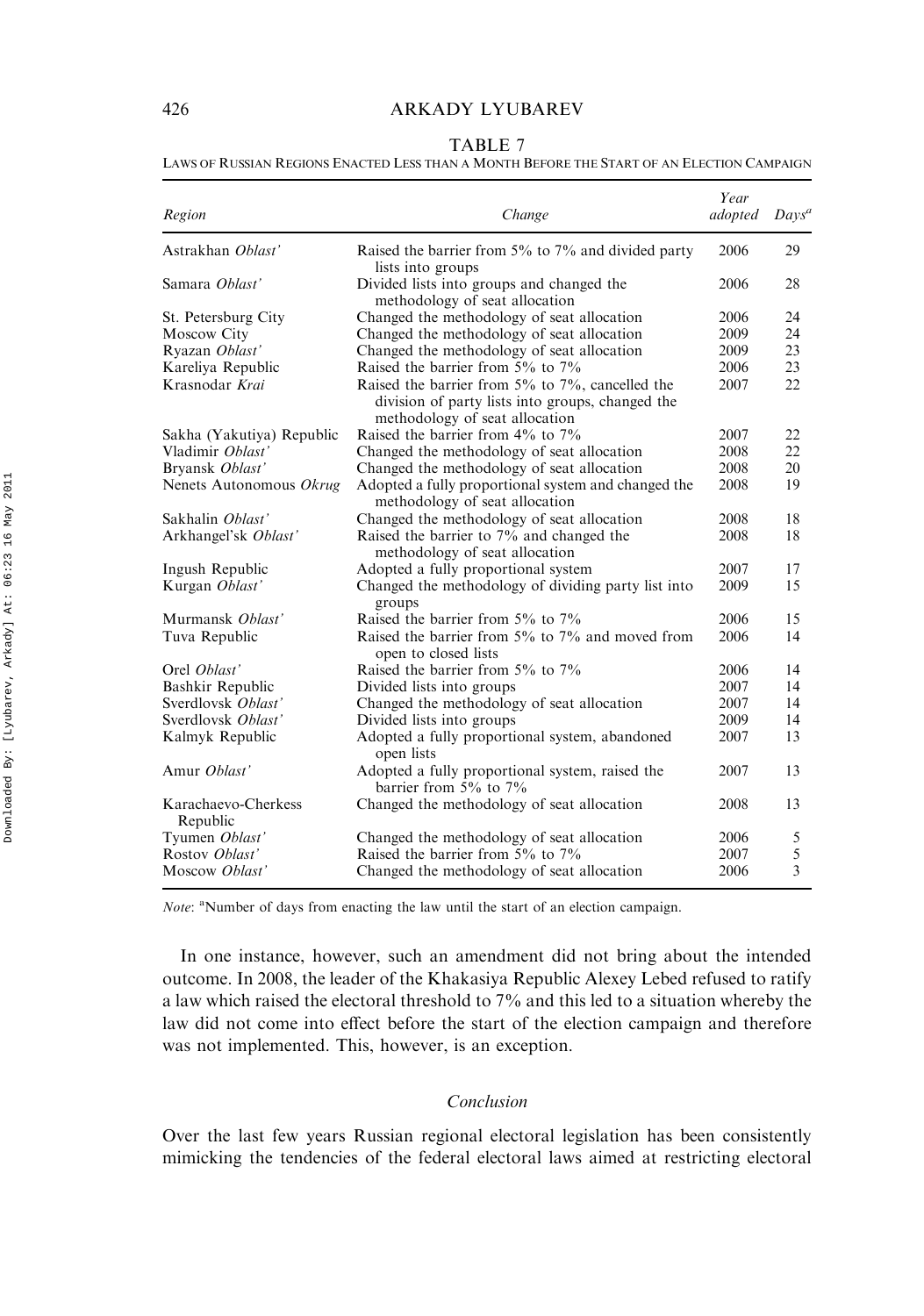TABLE 7

LAWS OF RUSSIAN REGIONS ENACTED LESS THAN A MONTH BEFORE THE START OF AN ELECTION CAMPAIGN

| *Region* | *Change* | *Year adopted* | *Days*[a] |
|---|---|---|---|
| Astrakhan *Oblast'* | Raised the barrier from 5% to 7% and divided party lists into groups | 2006 | 29 |
| Samara *Oblast'* | Divided lists into groups and changed the methodology of seat allocation | 2006 | 28 |
| St. Petersburg City | Changed the methodology of seat allocation | 2006 | 24 |
| Moscow City | Changed the methodology of seat allocation | 2009 | 24 |
| Ryazan *Oblast'* | Changed the methodology of seat allocation | 2009 | 23 |
| Kareliya Republic | Raised the barrier from 5% to 7% | 2006 | 23 |
| Krasnodar *Krai* | Raised the barrier from 5% to 7%, cancelled the division of party lists into groups, changed the methodology of seat allocation | 2007 | 22 |
| Sakha (Yakutiya) Republic | Raised the barrier from 4% to 7% | 2007 | 22 |
| Vladimir *Oblast'* | Changed the methodology of seat allocation | 2008 | 22 |
| Bryansk *Oblast'* | Changed the methodology of seat allocation | 2008 | 20 |
| Nenets Autonomous *Okrug* | Adopted a fully proportional system and changed the methodology of seat allocation | 2008 | 19 |
| Sakhalin *Oblast'* | Changed the methodology of seat allocation | 2008 | 18 |
| Arkhangel'sk *Oblast'* | Raised the barrier to 7% and changed the methodology of seat allocation | 2008 | 18 |
| Ingush Republic | Adopted a fully proportional system | 2007 | 17 |
| Kurgan *Oblast'* | Changed the methodology of dividing party list into groups | 2009 | 15 |
| Murmansk *Oblast'* | Raised the barrier from 5% to 7% | 2006 | 15 |
| Tuva Republic | Raised the barrier from 5% to 7% and moved from open to closed lists | 2006 | 14 |
| Orel *Oblast'* | Raised the barrier from 5% to 7% | 2006 | 14 |
| Bashkir Republic | Divided lists into groups | 2007 | 14 |
| Sverdlovsk *Oblast'* | Changed the methodology of seat allocation | 2007 | 14 |
| Sverdlovsk *Oblast'* | Divided lists into groups | 2009 | 14 |
| Kalmyk Republic | Adopted a fully proportional system, abandoned open lists | 2007 | 13 |
| Amur *Oblast'* | Adopted a fully proportional system, raised the barrier from 5% to 7% | 2007 | 13 |
| Karachaevo-Cherkess Republic | Changed the methodology of seat allocation | 2008 | 13 |
| Tyumen *Oblast'* | Changed the methodology of seat allocation | 2006 | 5 |
| Rostov *Oblast'* | Raised the barrier from 5% to 7% | 2007 | 5 |
| Moscow *Oblast'* | Changed the methodology of seat allocation | 2006 | 3 |

*Note*: [a]Number of days from enacting the law until the start of an election campaign.

In one instance, however, such an amendment did not bring about the intended outcome. In 2008, the leader of the Khakasiya Republic Alexey Lebed refused to ratify a law which raised the electoral threshold to 7% and this led to a situation whereby the law did not come into effect before the start of the election campaign and therefore was not implemented. This, however, is an exception.

## *Conclusion*

Over the last few years Russian regional electoral legislation has been consistently mimicking the tendencies of the federal electoral laws aimed at restricting electoral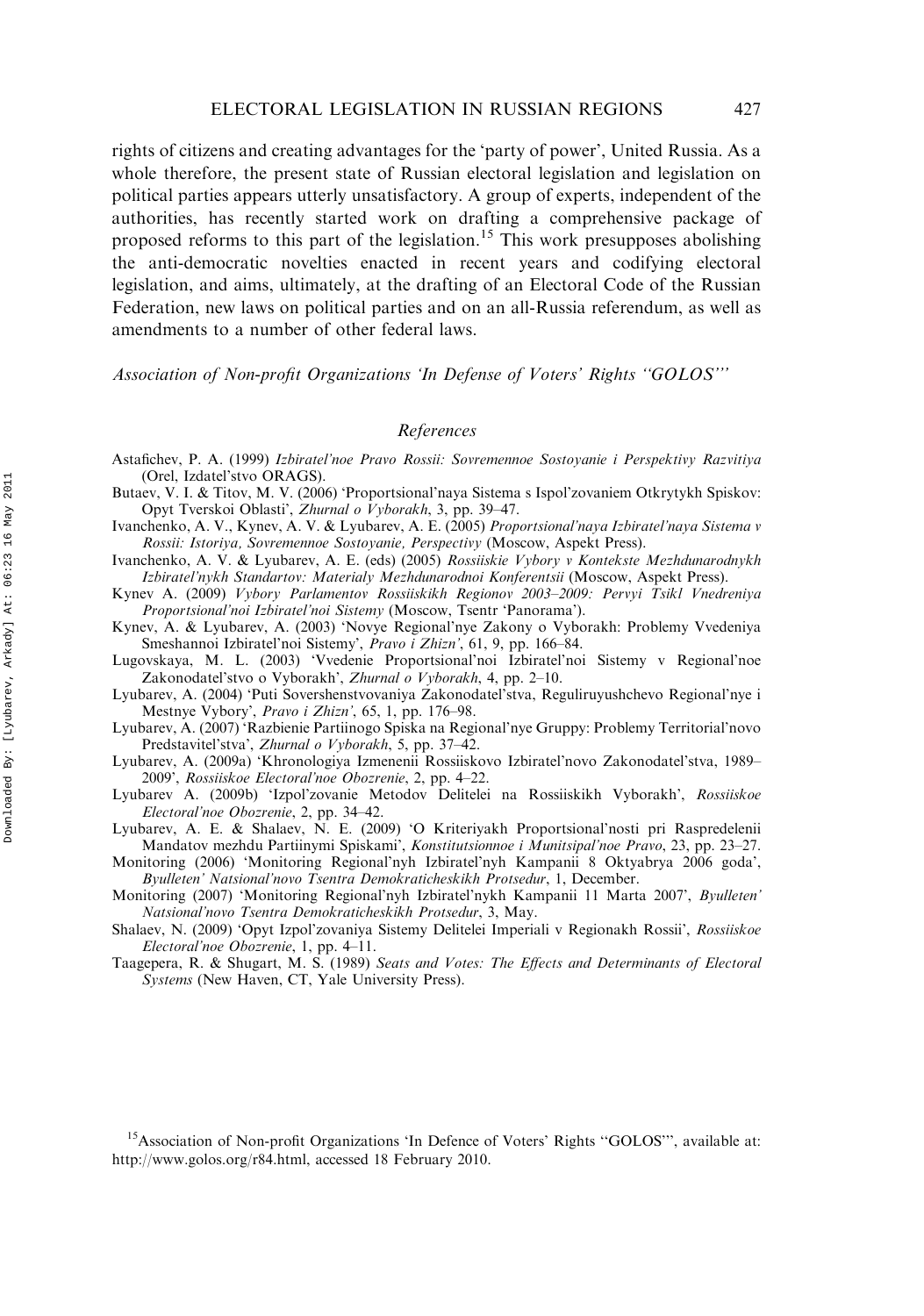rights of citizens and creating advantages for the 'party of power', United Russia. As a whole therefore, the present state of Russian electoral legislation and legislation on political parties appears utterly unsatisfactory. A group of experts, independent of the authorities, has recently started work on drafting a comprehensive package of proposed reforms to this part of the legislation.[15] This work presupposes abolishing the anti-democratic novelties enacted in recent years and codifying electoral legislation, and aims, ultimately, at the drafting of an Electoral Code of the Russian Federation, new laws on political parties and on an all-Russia referendum, as well as amendments to a number of other federal laws.

*Association of Non-profit Organizations 'In Defense of Voters' Rights "GOLOS"'*

## References

Astafichev, P. A. (1999) *Izbiratel'noe Pravo Rossii: Sovremennoe Sostoyanie i Perspektivy Razvitiya* (Orel, Izdatel'stvo ORAGS).

Butaev, V. I. & Titov, M. V. (2006) 'Proportsional'naya Sistema s Ispol'zovaniem Otkrytykh Spiskov: Opyt Tverskoi Oblasti', *Zhurnal o Vyborakh*, 3, pp. 39–47.

Ivanchenko, A. V., Kynev, A. V. & Lyubarev, A. E. (2005) *Proportsional'naya Izbiratel'naya Sistema v Rossii: Istoriya, Sovremennoe Sostoyanie, Perspectivy* (Moscow, Aspekt Press).

Ivanchenko, A. V. & Lyubarev, A. E. (eds) (2005) *Rossiiskie Vybory v Kontekste Mezhdunarodnykh Izbiratel'nykh Standartov: Materialy Mezhdunarodnoi Konferentsii* (Moscow, Aspekt Press).

Kynev A. (2009) *Vybory Parlamentov Rossiiskikh Regionov 2003–2009: Pervyi Tsikl Vnedreniya Proportsional'noi Izbiratel'noi Sistemy* (Moscow, Tsentr 'Panorama').

Kynev, A. & Lyubarev, A. (2003) 'Novye Regional'nye Zakony o Vyborakh: Problemy Vvedeniya Smeshannoi Izbiratel'noi Sistemy', *Pravo i Zhizn'*, 61, 9, pp. 166–84.

Lugovskaya, M. L. (2003) 'Vvedenie Proportsional'noi Izbiratel'noi Sistemy v Regional'noe Zakonodatel'stvo o Vyborakh', *Zhurnal o Vyborakh*, 4, pp. 2–10.

Lyubarev, A. (2004) 'Puti Sovershenstvovaniya Zakonodatel'stva, Reguliruyushchevo Regional'nye i Mestnye Vybory', *Pravo i Zhizn'*, 65, 1, pp. 176–98.

Lyubarev, A. (2007) 'Razbienie Partiinogo Spiska na Regional'nye Gruppy: Problemy Territorial'novo Predstavitel'stva', *Zhurnal o Vyborakh*, 5, pp. 37–42.

Lyubarev, A. (2009a) 'Khronologiya Izmenenii Rossiiskovo Izbiratel'novo Zakonodatel'stva, 1989–2009', *Rossiiskoe Electoral'noe Obozrenie*, 2, pp. 4–22.

Lyubarev A. (2009b) 'Izpol'zovanie Metodov Delitelei na Rossiiskikh Vyborakh', *Rossiiskoe Electoral'noe Obozrenie*, 2, pp. 34–42.

Lyubarev, A. E. & Shalaev, N. E. (2009) 'O Kriteriyakh Proportsional'nosti pri Raspredelenii Mandatov mezhdu Partiinymi Spiskami', *Konstitutsionnoe i Munitsipal'noe Pravo*, 23, pp. 23–27.

Monitoring (2006) 'Monitoring Regional'nyh Izbiratel'nyh Kampanii 8 Oktyabrya 2006 goda', *Byulleten' Natsional'novo Tsentra Demokraticheskikh Protsedur*, 1, December.

Monitoring (2007) 'Monitoring Regional'nyh Izbiratel'nykh Kampanii 11 Marta 2007', *Byulleten' Natsional'novo Tsentra Demokraticheskikh Protsedur*, 3, May.

Shalaev, N. (2009) 'Opyt Izpol'zovaniya Sistemy Delitelei Imperiali v Regionakh Rossii', *Rossiiskoe Electoral'noe Obozrenie*, 1, pp. 4–11.

Taagepera, R. & Shugart, M. S. (1989) *Seats and Votes: The Effects and Determinants of Electoral Systems* (New Haven, CT, Yale University Press).

[15]Association of Non-profit Organizations 'In Defence of Voters' Rights "GOLOS"', available at: http://www.golos.org/r84.html, accessed 18 February 2010.